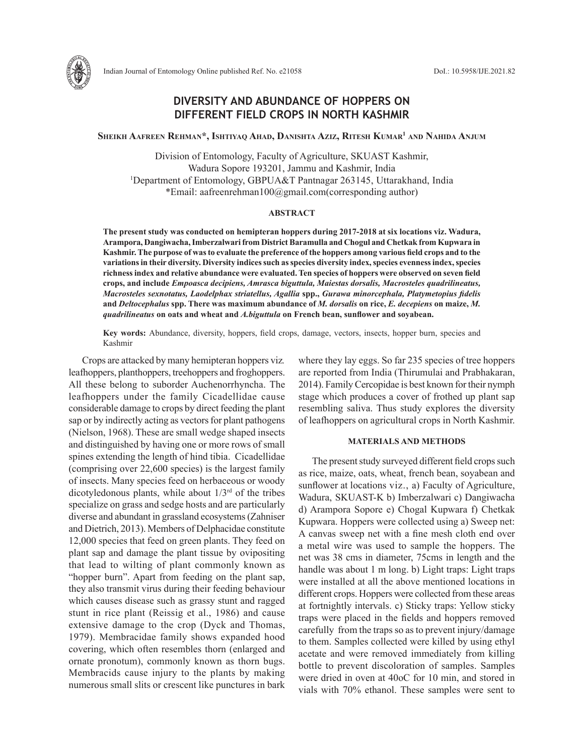# DIVERSITY AND ABUNDANCE OF HOPPERS ON DIFFERENT FIELD CROPS IN NORTH KASHMIR

**Sheikh Aafreen Rehman*, Ishtiyaq Ahad, Danishta Aziz, Ritesh Kumar[1] and Nahida Anjum**

Division of Entomology, Faculty of Agriculture, SKUAST Kashmir, Wadura Sopore 193201, Jammu and Kashmir, India
[1]Department of Entomology, GBPUA&T Pantnagar 263145, Uttarakhand, India
*Email: aafreenrehman100@gmail.com(corresponding author)

## ABSTRACT

**The present study was conducted on hemipteran hoppers during 2017-2018 at six locations viz. Wadura, Arampora, Dangiwacha, Imberzalwari from District Baramulla and Chogul and Chetkak from Kupwara in Kashmir. The purpose of was to evaluate the preference of the hoppers among various field crops and to the variations in their diversity. Diversity indices such as species diversity index, species evenness index, species richness index and relative abundance were evaluated. Ten species of hoppers were observed on seven field crops, and include *Empoasca decipiens*, *Amrasca biguttula*, *Maiestas dorsalis*, *Macrosteles quadrilineatus*, *Macrosteles sexnotatus*, *Laodelphax striatellus*, *Agallia* spp., *Gurawa minorcephala*, *Platymetopius fidelis* and *Deltocephalus* spp. There was maximum abundance of *M. dorsalis* on rice, *E. decepiens* on maize, *M. quadrilineatus* on oats and wheat and *A.biguttula* on French bean, sunflower and soyabean.**

**Key words:** Abundance, diversity, hoppers, field crops, damage, vectors, insects, hopper burn, species and Kashmir

Crops are attacked by many hemipteran hoppers viz. leafhoppers, planthoppers, treehoppers and froghoppers. All these belong to suborder Auchenorrhyncha. The leafhoppers under the family Cicadellidae cause considerable damage to crops by direct feeding the plant sap or by indirectly acting as vectors for plant pathogens (Nielson, 1968). These are small wedge shaped insects and distinguished by having one or more rows of small spines extending the length of hind tibia. Cicadellidae (comprising over 22,600 species) is the largest family of insects. Many species feed on herbaceous or woody dicotyledonous plants, while about 1/3[rd] of the tribes specialize on grass and sedge hosts and are particularly diverse and abundant in grassland ecosystems (Zahniser and Dietrich, 2013). Members of Delphacidae constitute 12,000 species that feed on green plants. They feed on plant sap and damage the plant tissue by ovipositing that lead to wilting of plant commonly known as "hopper burn". Apart from feeding on the plant sap, they also transmit virus during their feeding behaviour which causes disease such as grassy stunt and ragged stunt in rice plant (Reissig et al., 1986) and cause extensive damage to the crop (Dyck and Thomas, 1979). Membracidae family shows expanded hood covering, which often resembles thorn (enlarged and ornate pronotum), commonly known as thorn bugs. Membracids cause injury to the plants by making numerous small slits or crescent like punctures in bark where they lay eggs. So far 235 species of tree hoppers are reported from India (Thirumulai and Prabhakaran, 2014). Family Cercopidae is best known for their nymph stage which produces a cover of frothed up plant sap resembling saliva. Thus study explores the diversity of leafhoppers on agricultural crops in North Kashmir.

## MATERIALS AND METHODS

The present study surveyed different field crops such as rice, maize, oats, wheat, french bean, soyabean and sunflower at locations viz., a) Faculty of Agriculture, Wadura, SKUAST-K b) Imberzalwari c) Dangiwacha d) Arampora Sopore e) Chogal Kupwara f) Chetkak Kupwara. Hoppers were collected using a) Sweep net: A canvas sweep net with a fine mesh cloth end over a metal wire was used to sample the hoppers. The net was 38 cms in diameter, 75cms in length and the handle was about 1 m long. b) Light traps: Light traps were installed at all the above mentioned locations in different crops. Hoppers were collected from these areas at fortnightly intervals. c) Sticky traps: Yellow sticky traps were placed in the fields and hoppers removed carefully from the traps so as to prevent injury/damage to them. Samples collected were killed by using ethyl acetate and were removed immediately from killing bottle to prevent discoloration of samples. Samples were dried in oven at 40oC for 10 min, and stored in vials with 70% ethanol. These samples were sent to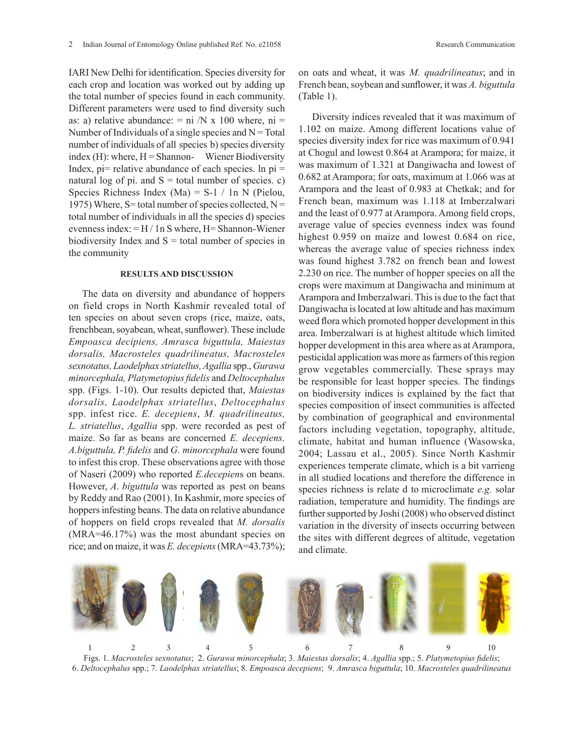IARI New Delhi for identification. Species diversity for each crop and location was worked out by adding up the total number of species found in each community. Different parameters were used to find diversity such as: a) relative abundance: = ni /N x 100 where, ni = Number of Individuals of a single species and N = Total number of individuals of all species b) species diversity index (H): where, H = Shannon- Wiener Biodiversity Index, pi= relative abundance of each species. ln pi = natural log of pi. and S = total number of species. c) Species Richness Index (Ma) = S-1 / 1n N (Pielou, 1975) Where, S= total number of species collected, N = total number of individuals in all the species d) species evenness index: = H / 1n S where, H= Shannon-Wiener biodiversity Index and S = total number of species in the community

## RESULTS AND DISCUSSION

The data on diversity and abundance of hoppers on field crops in North Kashmir revealed total of ten species on about seven crops (rice, maize, oats, frenchbean, soyabean, wheat, sunflower). These include *Empoasca decipiens, Amrasca biguttula, Maiestas dorsalis, Macrosteles quadrilineatus, Macrosteles sexnotatus, Laodelphax striatellus, Agallia* spp., *Gurawa minorcephala, Platymetopius fidelis* and *Deltocephalus* spp. (Figs. 1-10). Our results depicted that, *Maiestas dorsalis, Laodelphax striatellus*, *Deltocephalus* spp. infest rice. *E. decepiens*, *M. quadrilineatus, L. striatellus*, *Agallia* spp. were recorded as pest of maize. So far as beans are concerned *E. decepiens, A.biguttula, P. fidelis* and *G. minorcephala* were found to infest this crop. These observations agree with those of Naseri (2009) who reported *E.decepiens* on beans. However, *A. biguttula* was reported as pest on beans by Reddy and Rao (2001). In Kashmir, more species of hoppers infesting beans. The data on relative abundance of hoppers on field crops revealed that *M. dorsalis* (MRA=46.17%) was the most abundant species on rice; and on maize, it was *E. decepiens* (MRA=43.73%); on oats and wheat, it was *M. quadrilineatus*; and in French bean, soybean and sunflower, it was *A. biguttula* (Table 1).

Diversity indices revealed that it was maximum of 1.102 on maize. Among different locations value of species diversity index for rice was maximum of 0.941 at Chogul and lowest 0.864 at Arampora; for maize, it was maximum of 1.321 at Dangiwacha and lowest of 0.682 at Arampora; for oats, maximum at 1.066 was at Arampora and the least of 0.983 at Chetkak; and for French bean, maximum was 1.118 at Imberzalwari and the least of 0.977 at Arampora. Among field crops, average value of species evenness index was found highest 0.959 on maize and lowest 0.684 on rice, whereas the average value of species richness index was found highest 3.782 on french bean and lowest 2.230 on rice. The number of hopper species on all the crops were maximum at Dangiwacha and minimum at Arampora and Imberzalwari. This is due to the fact that Dangiwacha is located at low altitude and has maximum weed flora which promoted hopper development in this area. Imberzalwari is at highest altitude which limited hopper development in this area where as at Arampora, pesticidal application was more as farmers of this region grow vegetables commercially. These sprays may be responsible for least hopper species. The findings on biodiversity indices is explained by the fact that species composition of insect communities is affected by combination of geographical and environmental factors including vegetation, topography, altitude, climate, habitat and human influence (Wasowska, 2004; Lassau et al., 2005). Since North Kashmir experiences temperate climate, which is a bit varrieng in all studied locations and therefore the difference in species richness is relate d to microclimate *e.g.* solar radiation, temperature and humidity. The findings are further supported by Joshi (2008) who observed distinct variation in the diversity of insects occurring between the sites with different degrees of altitude, vegetation and climate.

1 2 3 4 5 6 7 8 9 10

Figs. 1. *Macrosteles sexnotatus*; 2. *Gurawa minorcephala*; 3. *Maiestas dorsalis*; 4. *Agallia* spp.; 5. *Platymetopius fidelis*; 6. *Deltocephalus* spp.; 7. *Laodelphax striatellus*; 8. *Empoasca decepiens*; 9. *Amrasca biguttula*; 10. *Macrosteles quadrilineatus*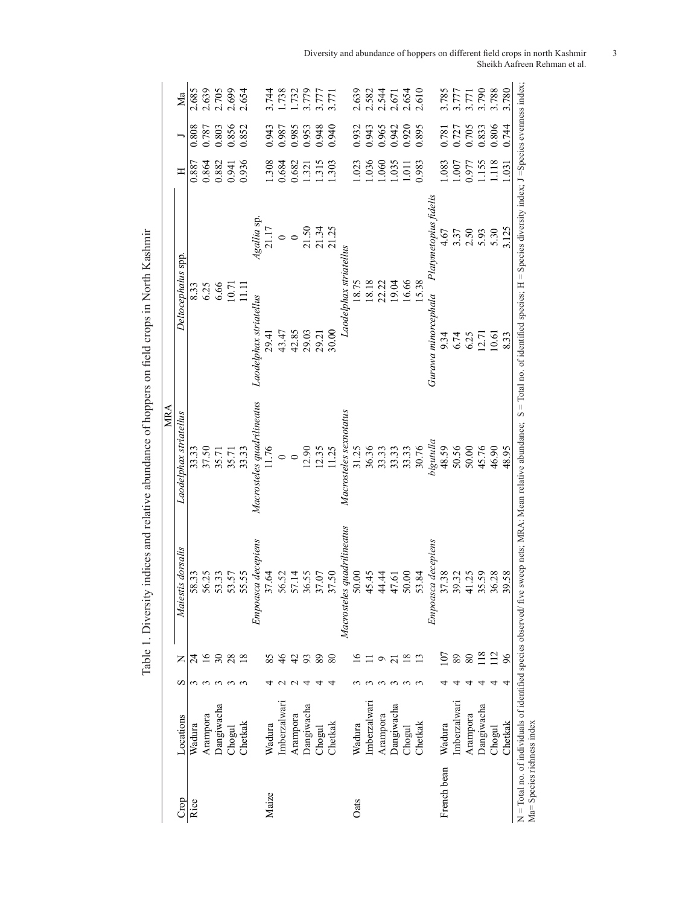Table 1. Diversity indices and relative abundance of hoppers on field crops in North Kashmir

| Crop | Locations | S | N | MRA | | | | H | J | Ma |
|---|---|---|---|---|---|---|---|---|---|---|
| Rice | | | | *Maiestis dorsalis* | *Laodelphax striatellus* | *Deltocephalus* spp. | | | | |
| | Wadura | 3 | 24 | 58.33 | 33.33 | 8.33 | | 0.887 | 0.808 | 2.685 |
| | Arampora | 3 | 16 | 56.25 | 37.50 | 6.25 | | 0.864 | 0.787 | 2.639 |
| | Dangiwacha | 3 | 30 | 53.33 | 35.71 | 6.66 | | 0.882 | 0.803 | 2.705 |
| | Chogul | 3 | 28 | 53.57 | 35.71 | 10.71 | | 0.941 | 0.856 | 2.699 |
| | Chetkak | 3 | 18 | 55.55 | 33.33 | 11.11 | | 0.936 | 0.852 | 2.654 |
| Maize | | | | *Empoasca decepiens* | *Macrosteles quadrilineatus* | *Laodelphax striatellus* | *Agallia* sp. | | | |
| | Wadura | 4 | 85 | 37.64 | 11.76 | 29.41 | 21.17 | 1.308 | 0.943 | 3.744 |
| | Imberzalwari | 2 | 46 | 56.52 | 0 | 43.47 | 0 | 0.684 | 0.987 | 1.738 |
| | Arampora | 2 | 42 | 57.14 | 0 | 42.85 | 0 | 0.682 | 0.985 | 1.732 |
| | Dangiwacha | 4 | 93 | 36.55 | 12.90 | 29.03 | 21.50 | 1.321 | 0.953 | 3.779 |
| | Chogul | 4 | 89 | 37.07 | 12.35 | 29.21 | 21.34 | 1.315 | 0.948 | 3.777 |
| | Chetkak | 4 | 80 | 37.50 | 11.25 | 30.00 | 21.25 | 1.303 | 0.940 | 3.771 |
| Oats | | | | *Macrosteles quadrilineatus* | *Macrosteles sexnotatus* | *Laodelphax striatellus* | | | | |
| | Wadura | 3 | 16 | 50.00 | 31.25 | 18.75 | | 1.023 | 0.932 | 2.639 |
| | Imberzalwari | 3 | 11 | 45.45 | 36.36 | 18.18 | | 1.036 | 0.943 | 2.582 |
| | Arampora | 3 | 9 | 44.44 | 33.33 | 22.22 | | 1.060 | 0.965 | 2.544 |
| | Dangiwacha | 3 | 21 | 47.61 | 33.33 | 19.04 | | 1.035 | 0.942 | 2.671 |
| | Chogul | 3 | 18 | 50.00 | 33.33 | 16.66 | | 1.011 | 0.920 | 2.654 |
| | Chetkak | 3 | 13 | 53.84 | 30.76 | 15.38 | | 0.983 | 0.895 | 2.610 |
| French bean | | | | *Empoasca decepiens* | *bigutulla* | *Gurawa minorcephala* | *Platymetopius fidelis* | | | |
| | Wadura | 4 | 107 | 37.38 | 48.59 | 9.34 | 4.67 | 1.083 | 0.781 | 3.785 |
| | Imberzalwari | 4 | 89 | 39.32 | 50.56 | 6.74 | 3.37 | 1.007 | 0.727 | 3.777 |
| | Arampora | 4 | 80 | 41.25 | 50.00 | 6.25 | 2.50 | 0.977 | 0.705 | 3.771 |
| | Dangiwacha | 4 | 118 | 35.59 | 45.76 | 12.71 | 5.93 | 1.155 | 0.833 | 3.790 |
| | Chogul | 4 | 112 | 36.28 | 46.90 | 10.61 | 5.30 | 1.118 | 0.806 | 3.788 |
| | Chetkak | 4 | 96 | 39.58 | 48.95 | 8.33 | 3.125 | 1.031 | 0.744 | 3.780 |

N = Total no. of individuals of identified species observed/ five sweep nets; MRA: Mean relative abundance; S = Total no. of identified species; H = Species diversity index; J =Species evenness index; Ma= Species richness index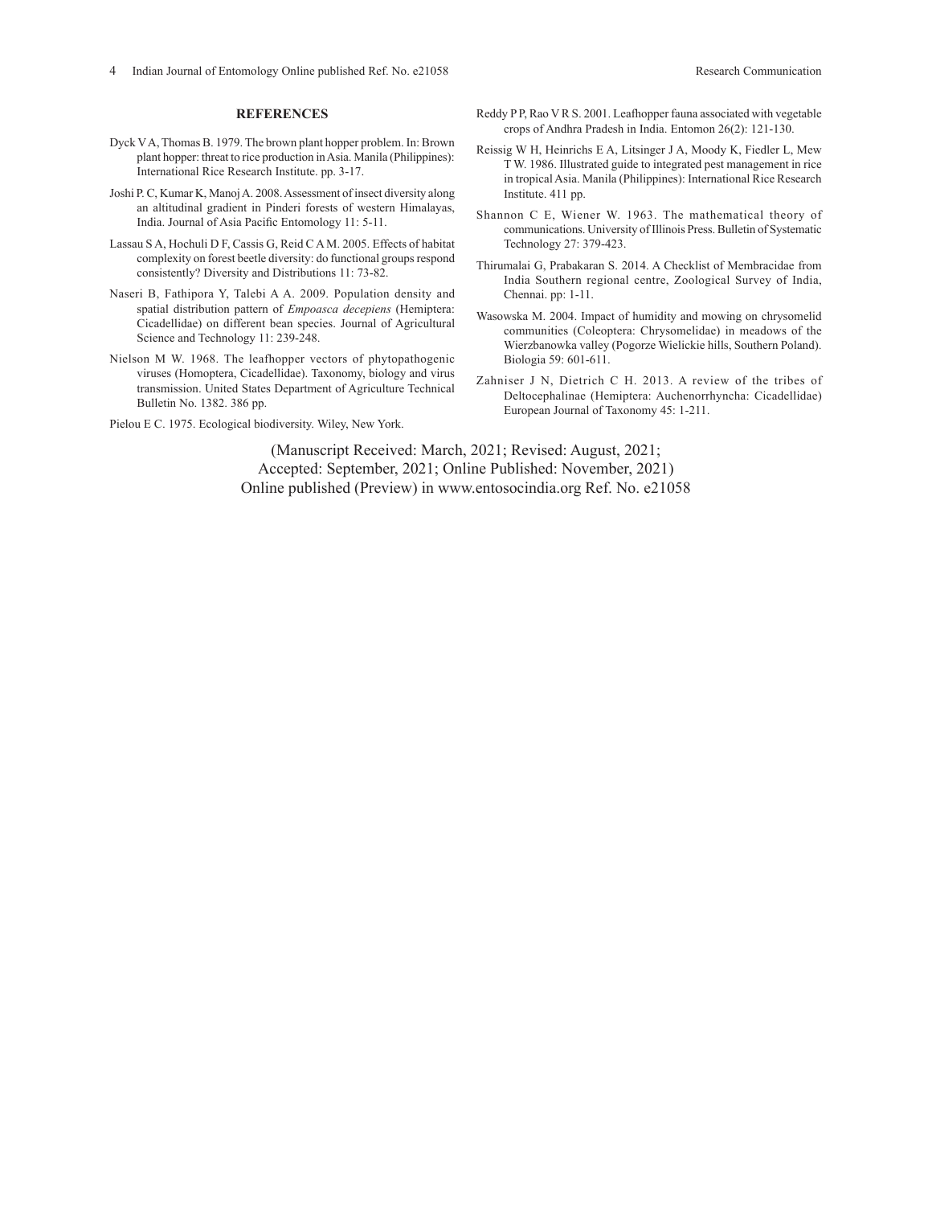## REFERENCES

Dyck V A, Thomas B. 1979. The brown plant hopper problem. In: Brown plant hopper: threat to rice production in Asia. Manila (Philippines): International Rice Research Institute. pp. 3-17.

Joshi P. C, Kumar K, Manoj A. 2008. Assessment of insect diversity along an altitudinal gradient in Pinderi forests of western Himalayas, India. Journal of Asia Pacific Entomology 11: 5-11.

Lassau S A, Hochuli D F, Cassis G, Reid C A M. 2005. Effects of habitat complexity on forest beetle diversity: do functional groups respond consistently? Diversity and Distributions 11: 73-82.

Naseri B, Fathipora Y, Talebi A A. 2009. Population density and spatial distribution pattern of *Empoasca decepiens* (Hemiptera: Cicadellidae) on different bean species. Journal of Agricultural Science and Technology 11: 239-248.

Nielson M W. 1968. The leafhopper vectors of phytopathogenic viruses (Homoptera, Cicadellidae). Taxonomy, biology and virus transmission. United States Department of Agriculture Technical Bulletin No. 1382. 386 pp.

Pielou E C. 1975. Ecological biodiversity. Wiley, New York.

Reddy P P, Rao V R S. 2001. Leafhopper fauna associated with vegetable crops of Andhra Pradesh in India. Entomon 26(2): 121-130.

Reissig W H, Heinrichs E A, Litsinger J A, Moody K, Fiedler L, Mew T W. 1986. Illustrated guide to integrated pest management in rice in tropical Asia. Manila (Philippines): International Rice Research Institute. 411 pp.

Shannon C E, Wiener W. 1963. The mathematical theory of communications. University of Illinois Press. Bulletin of Systematic Technology 27: 379-423.

Thirumalai G, Prabakaran S. 2014. A Checklist of Membracidae from India Southern regional centre, Zoological Survey of India, Chennai. pp: 1-11.

Wasowska M. 2004. Impact of humidity and mowing on chrysomelid communities (Coleoptera: Chrysomelidae) in meadows of the Wierzbanowka valley (Pogorze Wielickie hills, Southern Poland). Biologia 59: 601-611.

Zahniser J N, Dietrich C H. 2013. A review of the tribes of Deltocephalinae (Hemiptera: Auchenorrhyncha: Cicadellidae) European Journal of Taxonomy 45: 1-211.

(Manuscript Received: March, 2021; Revised: August, 2021;
Accepted: September, 2021; Online Published: November, 2021)
Online published (Preview) in www.entosocindia.org Ref. No. e21058